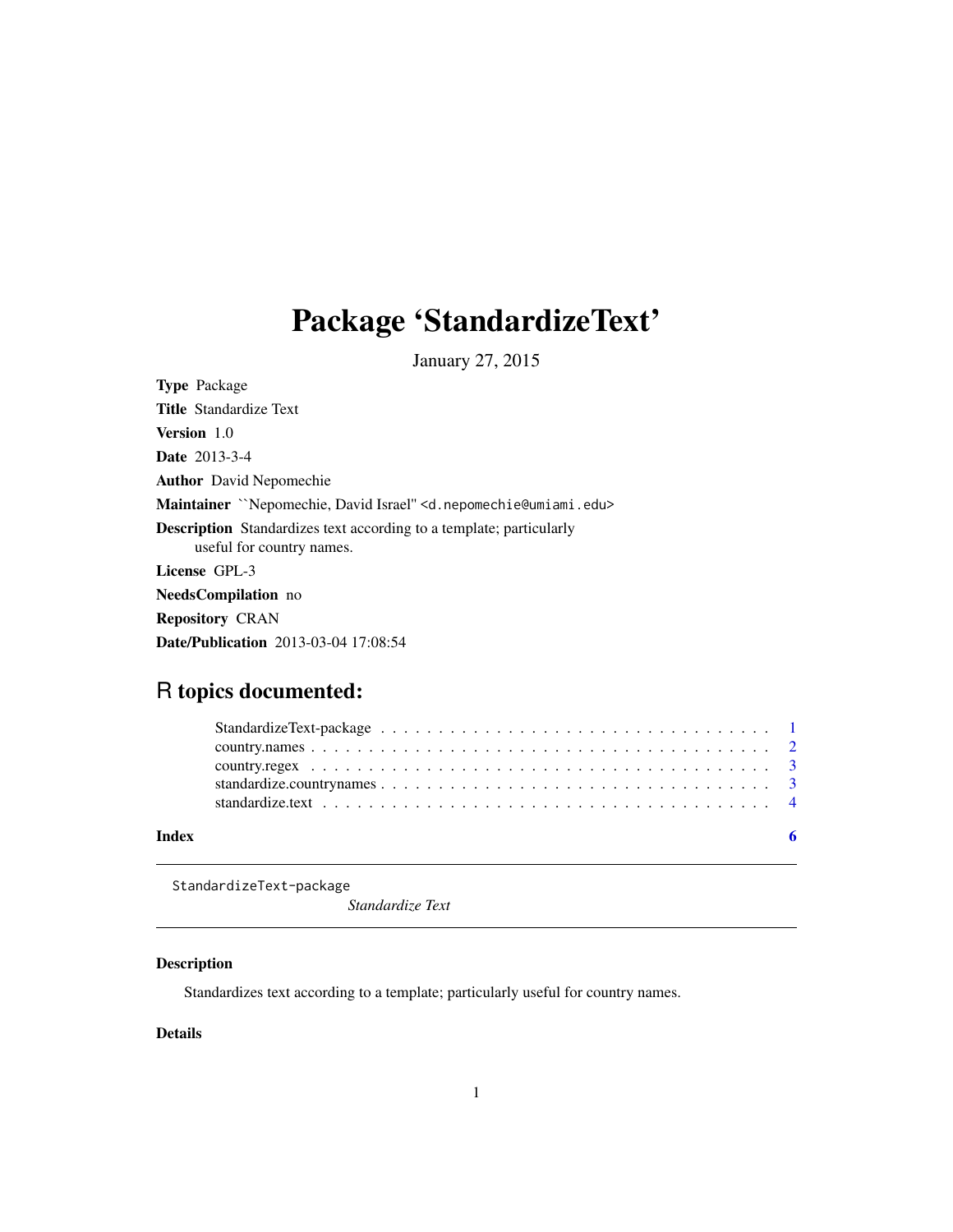# Package 'StandardizeText'

January 27, 2015

**Type** Package

**Title** Standardize Text

**Version** 1.0

**Date** 2013-3-4

**Author** David Nepomechie

**Maintainer** ``Nepomechie, David Israel'' <d.nepomechie@umiami.edu>

**Description** Standardizes text according to a template; particularly useful for country names.

**License** GPL-3

**NeedsCompilation** no

**Repository** CRAN

**Date/Publication** 2013-03-04 17:08:54

## R topics documented:

- StandardizeText-package . . . . . . . . . . . . . . . . . . . . . . . . . . . . . . . . . . 1
- country.names . . . . . . . . . . . . . . . . . . . . . . . . . . . . . . . . . . . . . . . . 2
- country.regex . . . . . . . . . . . . . . . . . . . . . . . . . . . . . . . . . . . . . . . . 3
- standardize.countrynames . . . . . . . . . . . . . . . . . . . . . . . . . . . . . . . . . 3
- standardize.text . . . . . . . . . . . . . . . . . . . . . . . . . . . . . . . . . . . . . . 4

**Index** 6

---

`StandardizeText-package` *Standardize Text*

---

### Description

Standardizes text according to a template; particularly useful for country names.

### Details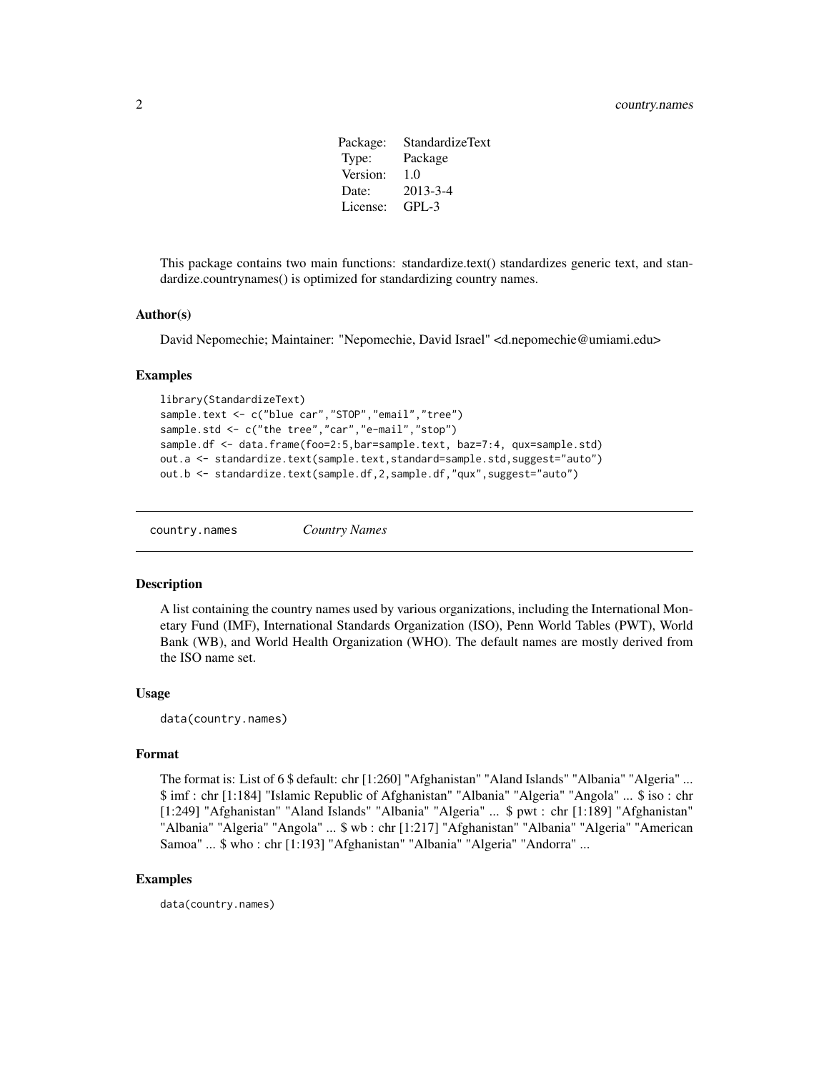| Package: | StandardizeText |
| --- | --- |
| Type: | Package |
| Version: | 1.0 |
| Date: | 2013-3-4 |
| License: | GPL-3 |

This package contains two main functions: standardize.text() standardizes generic text, and standardize.countrynames() is optimized for standardizing country names.

### Author(s)

David Nepomechie; Maintainer: "Nepomechie, David Israel" <d.nepomechie@umiami.edu>

### Examples

```
library(StandardizeText)
sample.text <- c("blue car","STOP","email","tree")
sample.std <- c("the tree","car","e-mail","stop")
sample.df <- data.frame(foo=2:5,bar=sample.text, baz=7:4, qux=sample.std)
out.a <- standardize.text(sample.text,standard=sample.std,suggest="auto")
out.b <- standardize.text(sample.df,2,sample.df,"qux",suggest="auto")
```

---

## country.names — *Country Names*

---

### Description

A list containing the country names used by various organizations, including the International Monetary Fund (IMF), International Standards Organization (ISO), Penn World Tables (PWT), World Bank (WB), and World Health Organization (WHO). The default names are mostly derived from the ISO name set.

### Usage

```
data(country.names)
```

### Format

The format is: List of 6 $ default: chr [1:260] "Afghanistan" "Aland Islands" "Albania" "Algeria" ... $ imf : chr [1:184] "Islamic Republic of Afghanistan" "Albania" "Algeria" "Angola" ... $ iso : chr [1:249] "Afghanistan" "Aland Islands" "Albania" "Algeria" ... $ pwt : chr [1:189] "Afghanistan" "Albania" "Algeria" "Angola" ... $ wb : chr [1:217] "Afghanistan" "Albania" "Algeria" "American Samoa" ... $ who : chr [1:193] "Afghanistan" "Albania" "Algeria" "Andorra" ...

### Examples

```
data(country.names)
```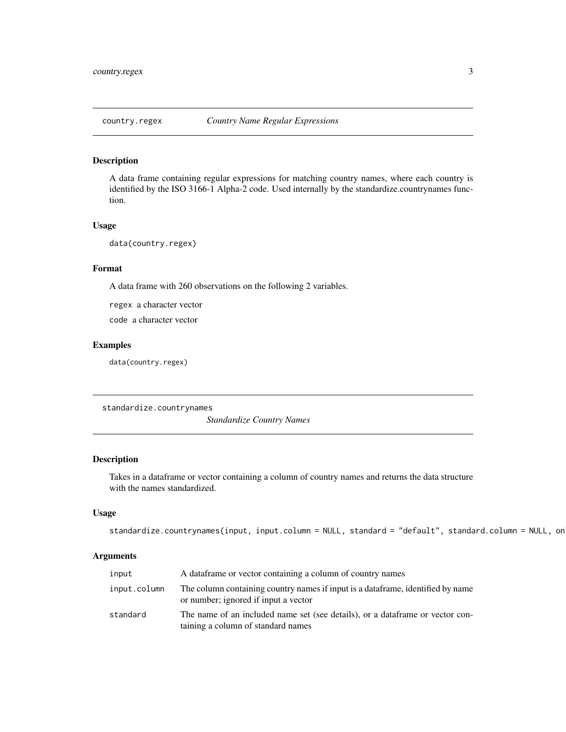## country.regex — *Country Name Regular Expressions*

### Description

A data frame containing regular expressions for matching country names, where each country is identified by the ISO 3166-1 Alpha-2 code. Used internally by the standardize.countrynames function.

### Usage

```
data(country.regex)
```

### Format

A data frame with 260 observations on the following 2 variables.

`regex` a character vector

`code` a character vector

### Examples

```
data(country.regex)
```

## standardize.countrynames — *Standardize Country Names*

### Description

Takes in a dataframe or vector containing a column of country names and returns the data structure with the names standardized.

### Usage

```
standardize.countrynames(input, input.column = NULL, standard = "default", standard.column = NULL, on
```

### Arguments

| | |
|---|---|
| `input` | A dataframe or vector containing a column of country names |
| `input.column` | The column containing country names if input is a dataframe, identified by name or number; ignored if input a vector |
| `standard` | The name of an included name set (see details), or a dataframe or vector containing a column of standard names |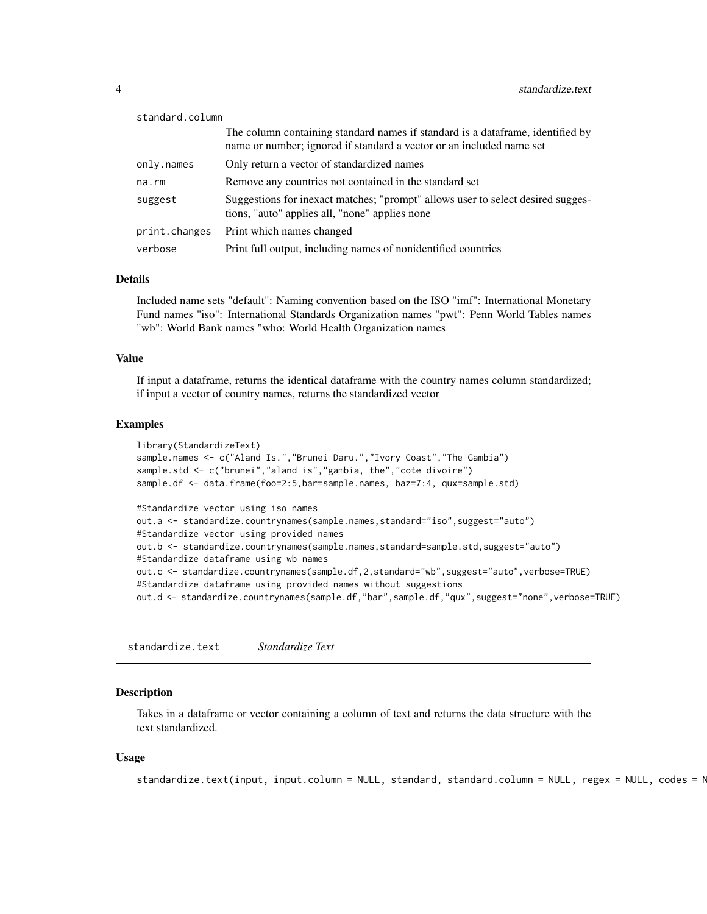| | |
|---|---|
| standard.column | The column containing standard names if standard is a dataframe, identified by name or number; ignored if standard a vector or an included name set |
| only.names | Only return a vector of standardized names |
| na.rm | Remove any countries not contained in the standard set |
| suggest | Suggestions for inexact matches; "prompt" allows user to select desired suggestions, "auto" applies all, "none" applies none |
| print.changes | Print which names changed |
| verbose | Print full output, including names of nonidentified countries |

### Details

Included name sets "default": Naming convention based on the ISO "imf": International Monetary Fund names "iso": International Standards Organization names "pwt": Penn World Tables names "wb": World Bank names "who: World Health Organization names

### Value

If input a dataframe, returns the identical dataframe with the country names column standardized; if input a vector of country names, returns the standardized vector

### Examples

```
library(StandardizeText)
sample.names <- c("Aland Is.","Brunei Daru.","Ivory Coast","The Gambia")
sample.std <- c("brunei","aland is","gambia, the","cote divoire")
sample.df <- data.frame(foo=2:5,bar=sample.names, baz=7:4, qux=sample.std)

#Standardize vector using iso names
out.a <- standardize.countrynames(sample.names,standard="iso",suggest="auto")
#Standardize vector using provided names
out.b <- standardize.countrynames(sample.names,standard=sample.std,suggest="auto")
#Standardize dataframe using wb names
out.c <- standardize.countrynames(sample.df,2,standard="wb",suggest="auto",verbose=TRUE)
#Standardize dataframe using provided names without suggestions
out.d <- standardize.countrynames(sample.df,"bar",sample.df,"qux",suggest="none",verbose=TRUE)
```

---

## standardize.text *Standardize Text*

### Description

Takes in a dataframe or vector containing a column of text and returns the data structure with the text standardized.

### Usage

```
standardize.text(input, input.column = NULL, standard, standard.column = NULL, regex = NULL, codes = N
```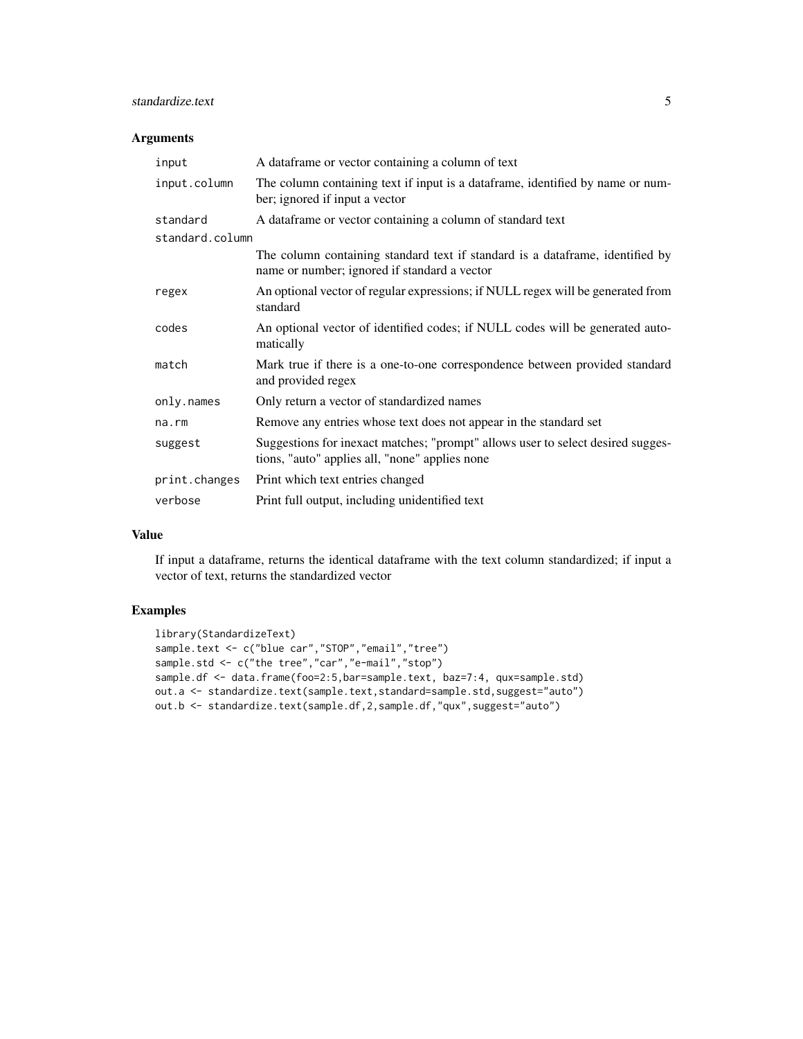### Arguments

| | |
|---|---|
| `input` | A dataframe or vector containing a column of text |
| `input.column` | The column containing text if input is a dataframe, identified by name or number; ignored if input a vector |
| `standard` | A dataframe or vector containing a column of standard text |
| `standard.column` | The column containing standard text if standard is a dataframe, identified by name or number; ignored if standard a vector |
| `regex` | An optional vector of regular expressions; if NULL regex will be generated from standard |
| `codes` | An optional vector of identified codes; if NULL codes will be generated automatically |
| `match` | Mark true if there is a one-to-one correspondence between provided standard and provided regex |
| `only.names` | Only return a vector of standardized names |
| `na.rm` | Remove any entries whose text does not appear in the standard set |
| `suggest` | Suggestions for inexact matches; "prompt" allows user to select desired suggestions, "auto" applies all, "none" applies none |
| `print.changes` | Print which text entries changed |
| `verbose` | Print full output, including unidentified text |

### Value

If input a dataframe, returns the identical dataframe with the text column standardized; if input a vector of text, returns the standardized vector

### Examples

```
library(StandardizeText)
sample.text <- c("blue car","STOP","email","tree")
sample.std <- c("the tree","car","e-mail","stop")
sample.df <- data.frame(foo=2:5,bar=sample.text, baz=7:4, qux=sample.std)
out.a <- standardize.text(sample.text,standard=sample.std,suggest="auto")
out.b <- standardize.text(sample.df,2,sample.df,"qux",suggest="auto")
```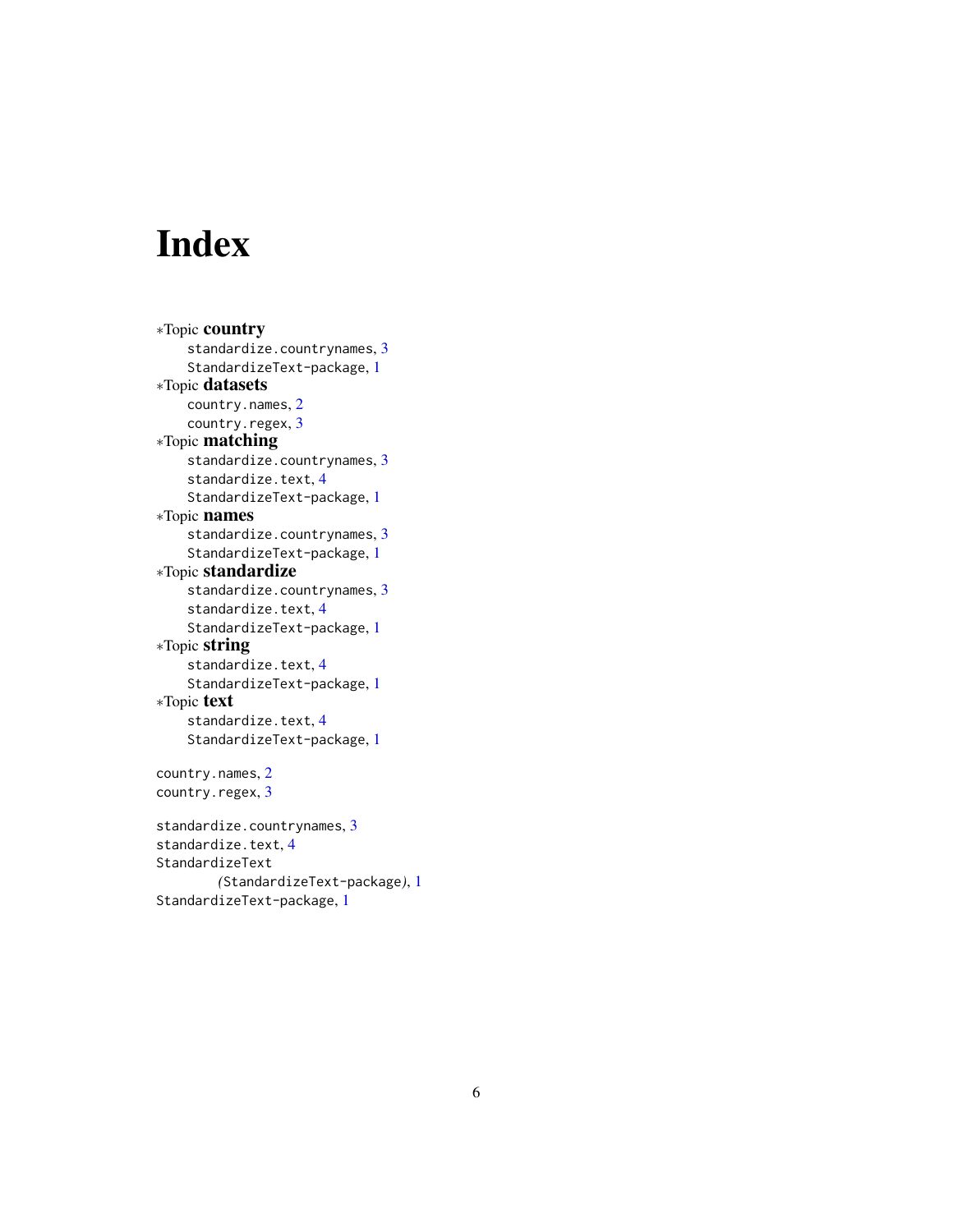# Index

*Topic **country**
- standardize.countrynames, 3
- StandardizeText-package, 1

*Topic **datasets**
- country.names, 2
- country.regex, 3

*Topic **matching**
- standardize.countrynames, 3
- standardize.text, 4
- StandardizeText-package, 1

*Topic **names**
- standardize.countrynames, 3
- StandardizeText-package, 1

*Topic **standardize**
- standardize.countrynames, 3
- standardize.text, 4
- StandardizeText-package, 1

*Topic **string**
- standardize.text, 4
- StandardizeText-package, 1

*Topic **text**
- standardize.text, 4
- StandardizeText-package, 1

country.names, 2
country.regex, 3

standardize.countrynames, 3
standardize.text, 4
StandardizeText
    *(*StandardizeText-package*)*, 1
StandardizeText-package, 1